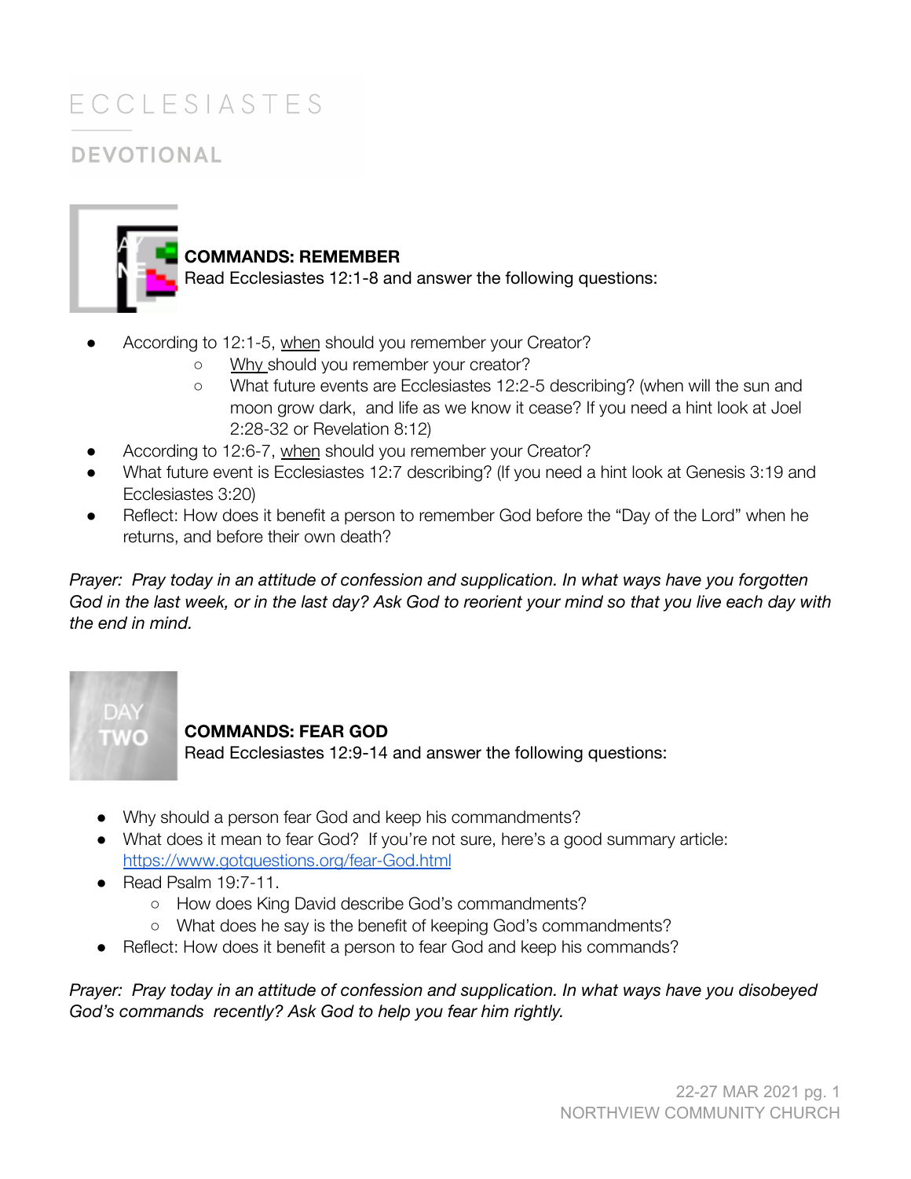# ECCLESIASTES

## DEVOTIONAL

### COMMANDS: REMEMBER

Read Ecclesiastes 12:1-8 and answer the following questions:

- According to 12:1-5, when should you remember your Creator?
  - Why should you remember your creator?
  - What future events are Ecclesiastes 12:2-5 describing? (when will the sun and moon grow dark, and life as we know it cease? If you need a hint look at Joel 2:28-32 or Revelation 8:12)
- According to 12:6-7, when should you remember your Creator?
- What future event is Ecclesiastes 12:7 describing? (If you need a hint look at Genesis 3:19 and Ecclesiastes 3:20)
- Reflect: How does it benefit a person to remember God before the "Day of the Lord" when he returns, and before their own death?

*Prayer: Pray today in an attitude of confession and supplication. In what ways have you forgotten God in the last week, or in the last day? Ask God to reorient your mind so that you live each day with the end in mind.*

DAY TWO

### COMMANDS: FEAR GOD

Read Ecclesiastes 12:9-14 and answer the following questions:

- Why should a person fear God and keep his commandments?
- What does it mean to fear God? If you're not sure, here's a good summary article: https://www.gotquestions.org/fear-God.html
- Read Psalm 19:7-11.
  - How does King David describe God's commandments?
  - What does he say is the benefit of keeping God's commandments?
- Reflect: How does it benefit a person to fear God and keep his commands?

*Prayer: Pray today in an attitude of confession and supplication. In what ways have you disobeyed God's commands recently? Ask God to help you fear him rightly.*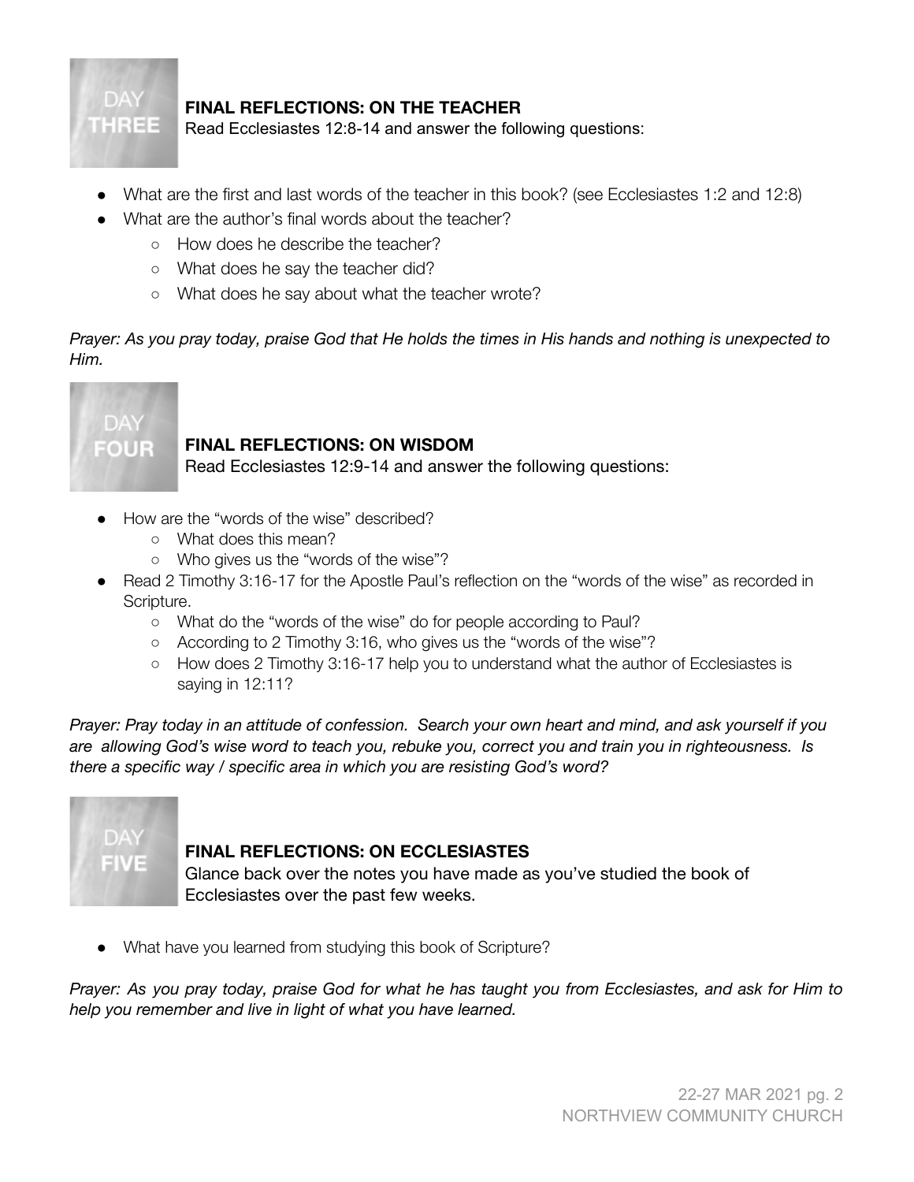DAY THREE

## FINAL REFLECTIONS: ON THE TEACHER

Read Ecclesiastes 12:8-14 and answer the following questions:

- What are the first and last words of the teacher in this book? (see Ecclesiastes 1:2 and 12:8)
- What are the author's final words about the teacher?
    - How does he describe the teacher?
    - What does he say the teacher did?
    - What does he say about what the teacher wrote?

*Prayer: As you pray today, praise God that He holds the times in His hands and nothing is unexpected to Him.*

DAY FOUR

## FINAL REFLECTIONS: ON WISDOM

Read Ecclesiastes 12:9-14 and answer the following questions:

- How are the "words of the wise" described?
    - What does this mean?
    - Who gives us the "words of the wise"?
- Read 2 Timothy 3:16-17 for the Apostle Paul's reflection on the "words of the wise" as recorded in Scripture.
    - What do the "words of the wise" do for people according to Paul?
    - According to 2 Timothy 3:16, who gives us the "words of the wise"?
    - How does 2 Timothy 3:16-17 help you to understand what the author of Ecclesiastes is saying in 12:11?

*Prayer: Pray today in an attitude of confession. Search your own heart and mind, and ask yourself if you are allowing God's wise word to teach you, rebuke you, correct you and train you in righteousness. Is there a specific way / specific area in which you are resisting God's word?*

DAY FIVE

## FINAL REFLECTIONS: ON ECCLESIASTES

Glance back over the notes you have made as you've studied the book of Ecclesiastes over the past few weeks.

- What have you learned from studying this book of Scripture?

*Prayer: As you pray today, praise God for what he has taught you from Ecclesiastes, and ask for Him to help you remember and live in light of what you have learned.*